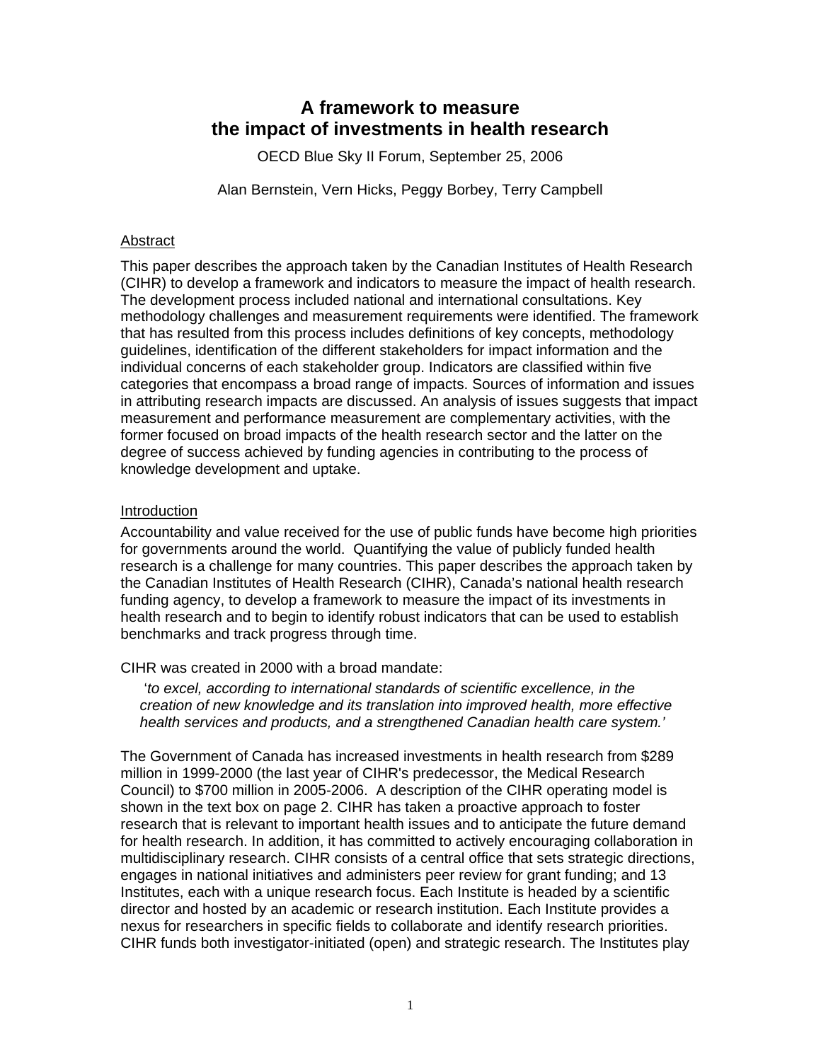# A framework to measure the impact of investments in health research

OECD Blue Sky II Forum, September 25, 2006

Alan Bernstein, Vern Hicks, Peggy Borbey, Terry Campbell

## Abstract

This paper describes the approach taken by the Canadian Institutes of Health Research (CIHR) to develop a framework and indicators to measure the impact of health research. The development process included national and international consultations. Key methodology challenges and measurement requirements were identified. The framework that has resulted from this process includes definitions of key concepts, methodology guidelines, identification of the different stakeholders for impact information and the individual concerns of each stakeholder group. Indicators are classified within five categories that encompass a broad range of impacts. Sources of information and issues in attributing research impacts are discussed. An analysis of issues suggests that impact measurement and performance measurement are complementary activities, with the former focused on broad impacts of the health research sector and the latter on the degree of success achieved by funding agencies in contributing to the process of knowledge development and uptake.

## Introduction

Accountability and value received for the use of public funds have become high priorities for governments around the world. Quantifying the value of publicly funded health research is a challenge for many countries. This paper describes the approach taken by the Canadian Institutes of Health Research (CIHR), Canada's national health research funding agency, to develop a framework to measure the impact of its investments in health research and to begin to identify robust indicators that can be used to establish benchmarks and track progress through time.

CIHR was created in 2000 with a broad mandate:

> '*to excel, according to international standards of scientific excellence, in the creation of new knowledge and its translation into improved health, more effective health services and products, and a strengthened Canadian health care system.*'

The Government of Canada has increased investments in health research from $289 million in 1999-2000 (the last year of CIHR's predecessor, the Medical Research Council) to $700 million in 2005-2006. A description of the CIHR operating model is shown in the text box on page 2. CIHR has taken a proactive approach to foster research that is relevant to important health issues and to anticipate the future demand for health research. In addition, it has committed to actively encouraging collaboration in multidisciplinary research. CIHR consists of a central office that sets strategic directions, engages in national initiatives and administers peer review for grant funding; and 13 Institutes, each with a unique research focus. Each Institute is headed by a scientific director and hosted by an academic or research institution. Each Institute provides a nexus for researchers in specific fields to collaborate and identify research priorities. CIHR funds both investigator-initiated (open) and strategic research. The Institutes play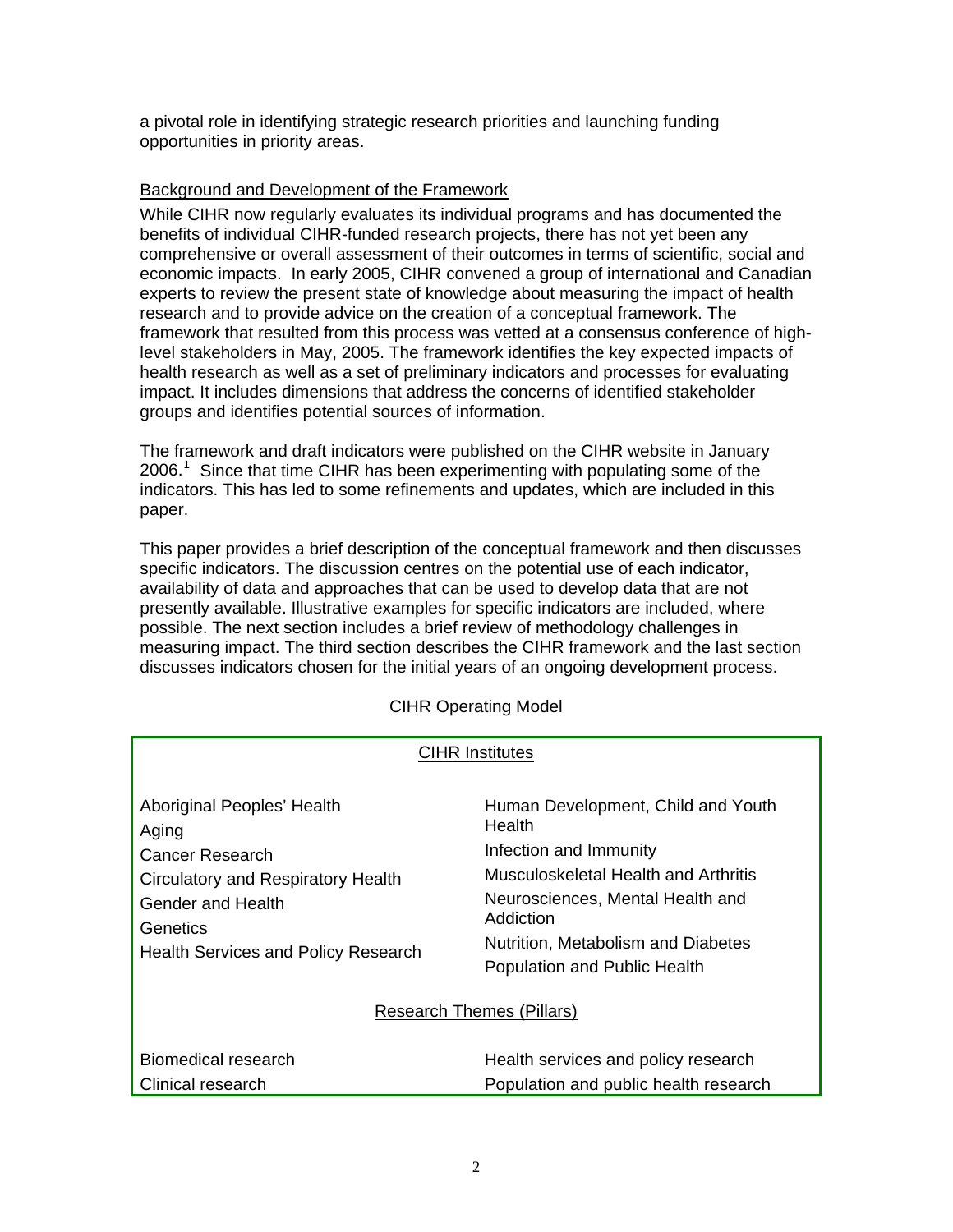a pivotal role in identifying strategic research priorities and launching funding opportunities in priority areas.

Background and Development of the Framework

While CIHR now regularly evaluates its individual programs and has documented the benefits of individual CIHR-funded research projects, there has not yet been any comprehensive or overall assessment of their outcomes in terms of scientific, social and economic impacts. In early 2005, CIHR convened a group of international and Canadian experts to review the present state of knowledge about measuring the impact of health research and to provide advice on the creation of a conceptual framework. The framework that resulted from this process was vetted at a consensus conference of high-level stakeholders in May, 2005. The framework identifies the key expected impacts of health research as well as a set of preliminary indicators and processes for evaluating impact. It includes dimensions that address the concerns of identified stakeholder groups and identifies potential sources of information.

The framework and draft indicators were published on the CIHR website in January 2006.[1] Since that time CIHR has been experimenting with populating some of the indicators. This has led to some refinements and updates, which are included in this paper.

This paper provides a brief description of the conceptual framework and then discusses specific indicators. The discussion centres on the potential use of each indicator, availability of data and approaches that can be used to develop data that are not presently available. Illustrative examples for specific indicators are included, where possible. The next section includes a brief review of methodology challenges in measuring impact. The third section describes the CIHR framework and the last section discusses indicators chosen for the initial years of an ongoing development process.

CIHR Operating Model

CIHR Institutes

| | |
|---|---|
| Aboriginal Peoples' Health | Human Development, Child and Youth Health |
| Aging | Infection and Immunity |
| Cancer Research | Musculoskeletal Health and Arthritis |
| Circulatory and Respiratory Health | Neurosciences, Mental Health and Addiction |
| Gender and Health | Nutrition, Metabolism and Diabetes |
| Genetics | Population and Public Health |
| Health Services and Policy Research | |

Research Themes (Pillars)

| | |
|---|---|
| Biomedical research | Health services and policy research |
| Clinical research | Population and public health research |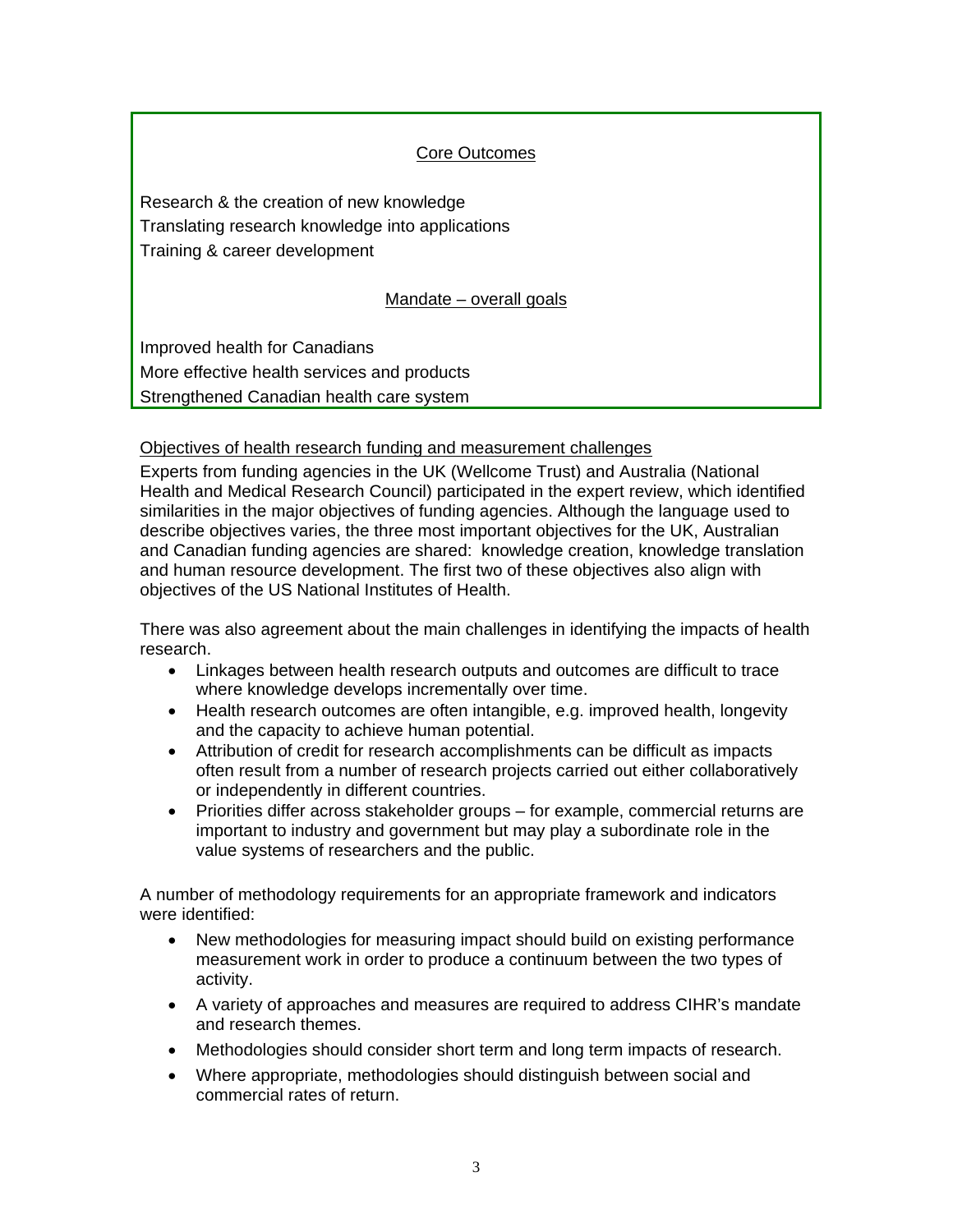Core Outcomes

Research & the creation of new knowledge
Translating research knowledge into applications
Training & career development

Mandate – overall goals

Improved health for Canadians
More effective health services and products
Strengthened Canadian health care system

Objectives of health research funding and measurement challenges

Experts from funding agencies in the UK (Wellcome Trust) and Australia (National Health and Medical Research Council) participated in the expert review, which identified similarities in the major objectives of funding agencies. Although the language used to describe objectives varies, the three most important objectives for the UK, Australian and Canadian funding agencies are shared: knowledge creation, knowledge translation and human resource development. The first two of these objectives also align with objectives of the US National Institutes of Health.

There was also agreement about the main challenges in identifying the impacts of health research.

- Linkages between health research outputs and outcomes are difficult to trace where knowledge develops incrementally over time.
- Health research outcomes are often intangible, e.g. improved health, longevity and the capacity to achieve human potential.
- Attribution of credit for research accomplishments can be difficult as impacts often result from a number of research projects carried out either collaboratively or independently in different countries.
- Priorities differ across stakeholder groups – for example, commercial returns are important to industry and government but may play a subordinate role in the value systems of researchers and the public.

A number of methodology requirements for an appropriate framework and indicators were identified:

- New methodologies for measuring impact should build on existing performance measurement work in order to produce a continuum between the two types of activity.
- A variety of approaches and measures are required to address CIHR's mandate and research themes.
- Methodologies should consider short term and long term impacts of research.
- Where appropriate, methodologies should distinguish between social and commercial rates of return.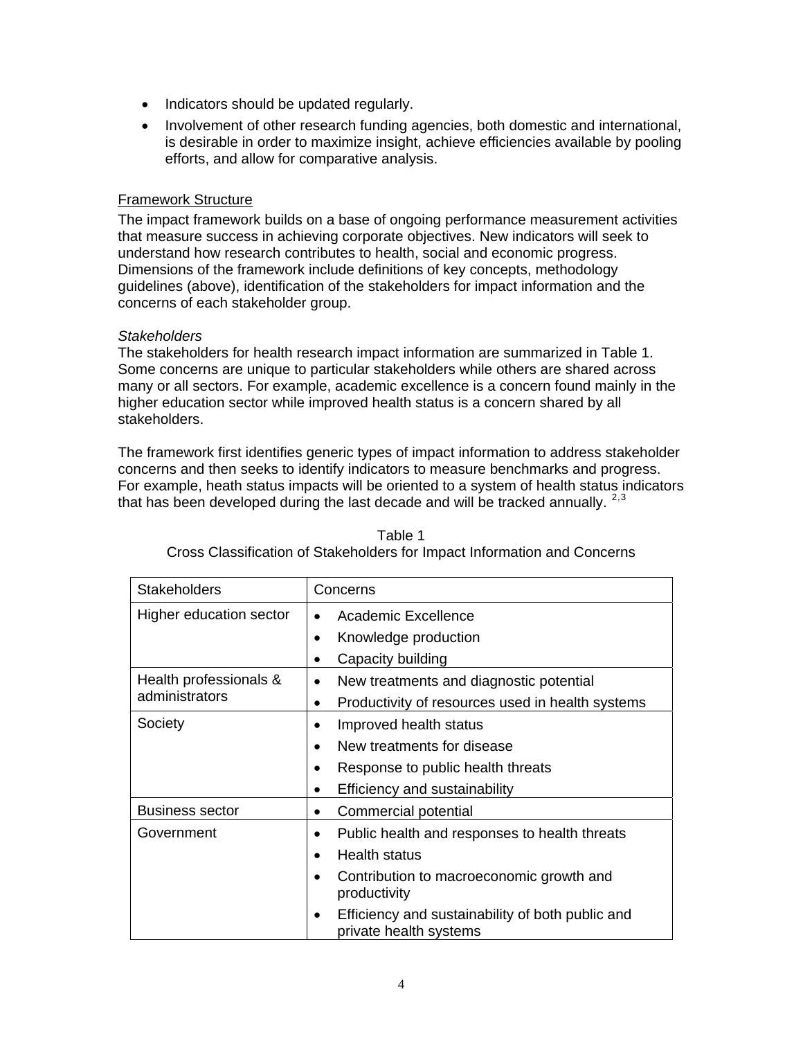- Indicators should be updated regularly.
- Involvement of other research funding agencies, both domestic and international, is desirable in order to maximize insight, achieve efficiencies available by pooling efforts, and allow for comparative analysis.

<u>Framework Structure</u>

The impact framework builds on a base of ongoing performance measurement activities that measure success in achieving corporate objectives. New indicators will seek to understand how research contributes to health, social and economic progress. Dimensions of the framework include definitions of key concepts, methodology guidelines (above), identification of the stakeholders for impact information and the concerns of each stakeholder group.

*Stakeholders*

The stakeholders for health research impact information are summarized in Table 1. Some concerns are unique to particular stakeholders while others are shared across many or all sectors. For example, academic excellence is a concern found mainly in the higher education sector while improved health status is a concern shared by all stakeholders.

The framework first identifies generic types of impact information to address stakeholder concerns and then seeks to identify indicators to measure benchmarks and progress. For example, heath status impacts will be oriented to a system of health status indicators that has been developed during the last decade and will be tracked annually. [2,3]

Table 1
Cross Classification of Stakeholders for Impact Information and Concerns

| Stakeholders | Concerns |
|---|---|
| Higher education sector | • Academic Excellence<br>• Knowledge production<br>• Capacity building |
| Health professionals & administrators | • New treatments and diagnostic potential<br>• Productivity of resources used in health systems |
| Society | • Improved health status<br>• New treatments for disease<br>• Response to public health threats<br>• Efficiency and sustainability |
| Business sector | • Commercial potential |
| Government | • Public health and responses to health threats<br>• Health status<br>• Contribution to macroeconomic growth and productivity<br>• Efficiency and sustainability of both public and private health systems |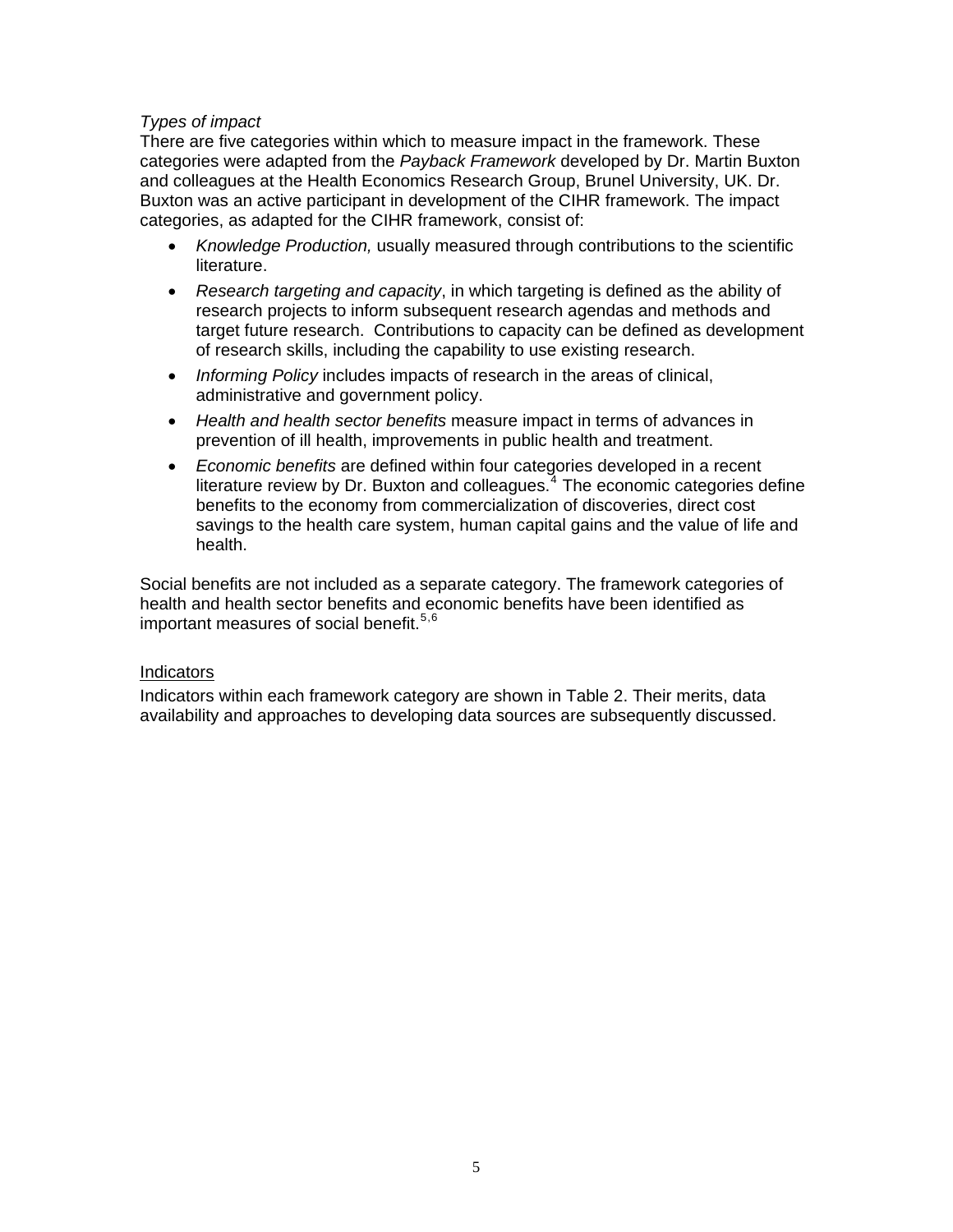*Types of impact*

There are five categories within which to measure impact in the framework. These categories were adapted from the *Payback Framework* developed by Dr. Martin Buxton and colleagues at the Health Economics Research Group, Brunel University, UK. Dr. Buxton was an active participant in development of the CIHR framework. The impact categories, as adapted for the CIHR framework, consist of:

- *Knowledge Production,* usually measured through contributions to the scientific literature.
- *Research targeting and capacity*, in which targeting is defined as the ability of research projects to inform subsequent research agendas and methods and target future research. Contributions to capacity can be defined as development of research skills, including the capability to use existing research.
- *Informing Policy* includes impacts of research in the areas of clinical, administrative and government policy.
- *Health and health sector benefits* measure impact in terms of advances in prevention of ill health, improvements in public health and treatment.
- *Economic benefits* are defined within four categories developed in a recent literature review by Dr. Buxton and colleagues.[4] The economic categories define benefits to the economy from commercialization of discoveries, direct cost savings to the health care system, human capital gains and the value of life and health.

Social benefits are not included as a separate category. The framework categories of health and health sector benefits and economic benefits have been identified as important measures of social benefit.[5,6]

Indicators

Indicators within each framework category are shown in Table 2. Their merits, data availability and approaches to developing data sources are subsequently discussed.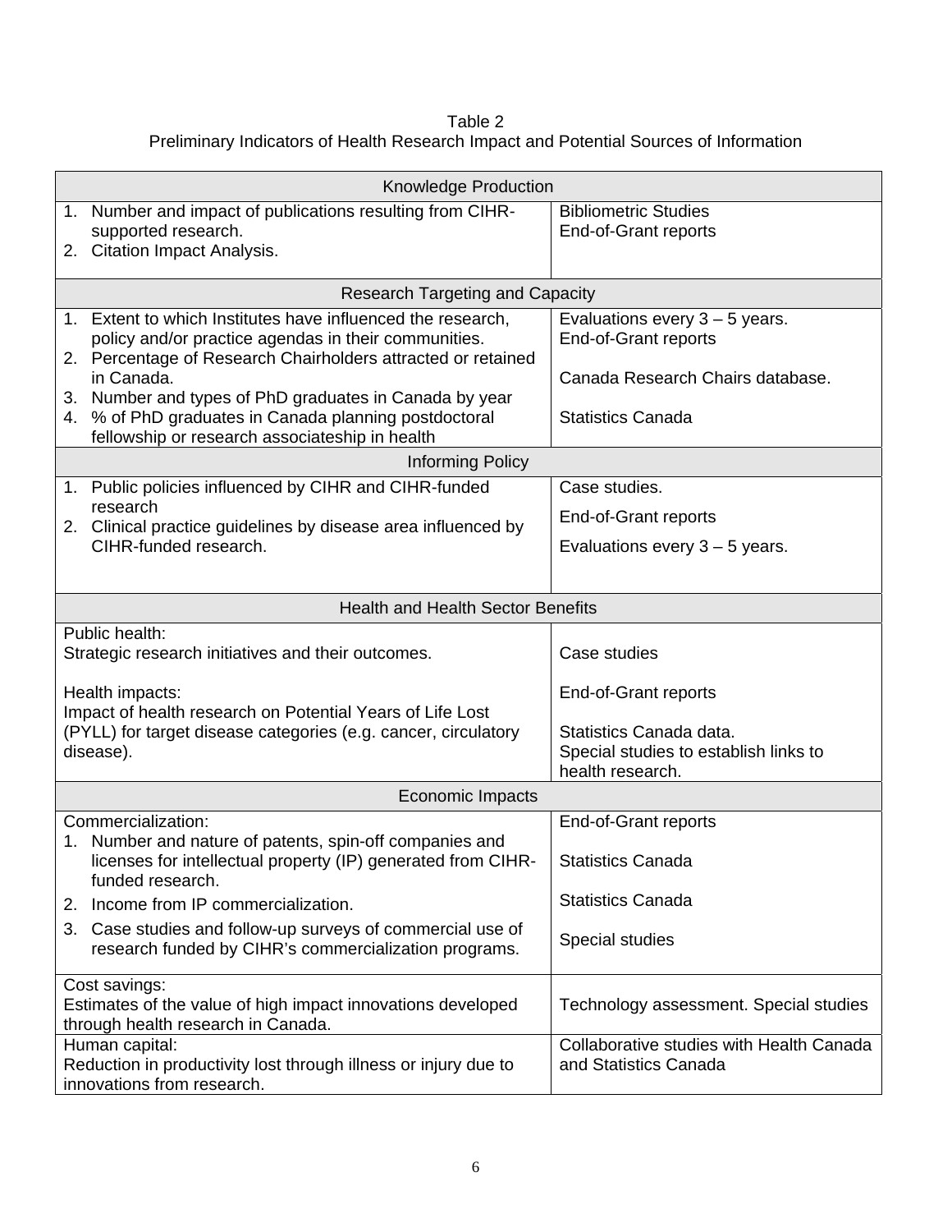Table 2
Preliminary Indicators of Health Research Impact and Potential Sources of Information

| Knowledge Production | |
|---|---|
| 1. Number and impact of publications resulting from CIHR-supported research.<br>2. Citation Impact Analysis. | Bibliometric Studies<br>End-of-Grant reports |
| **Research Targeting and Capacity** | |
| 1. Extent to which Institutes have influenced the research, policy and/or practice agendas in their communities.<br>2. Percentage of Research Chairholders attracted or retained in Canada.<br>3. Number and types of PhD graduates in Canada by year<br>4. % of PhD graduates in Canada planning postdoctoral fellowship or research associateship in health | Evaluations every 3 – 5 years.<br>End-of-Grant reports<br>Canada Research Chairs database.<br>Statistics Canada |
| **Informing Policy** | |
| 1. Public policies influenced by CIHR and CIHR-funded research<br>2. Clinical practice guidelines by disease area influenced by CIHR-funded research. | Case studies.<br>End-of-Grant reports<br>Evaluations every 3 – 5 years. |
| **Health and Health Sector Benefits** | |
| Public health:<br>Strategic research initiatives and their outcomes.<br><br>Health impacts:<br>Impact of health research on Potential Years of Life Lost (PYLL) for target disease categories (e.g. cancer, circulatory disease). | Case studies<br>End-of-Grant reports<br>Statistics Canada data.<br>Special studies to establish links to health research. |
| **Economic Impacts** | |
| Commercialization:<br>1. Number and nature of patents, spin-off companies and licenses for intellectual property (IP) generated from CIHR-funded research.<br>2. Income from IP commercialization.<br>3. Case studies and follow-up surveys of commercial use of research funded by CIHR's commercialization programs. | End-of-Grant reports<br>Statistics Canada<br>Statistics Canada<br>Special studies |
| Cost savings:<br>Estimates of the value of high impact innovations developed through health research in Canada. | Technology assessment. Special studies |
| Human capital:<br>Reduction in productivity lost through illness or injury due to innovations from research. | Collaborative studies with Health Canada and Statistics Canada |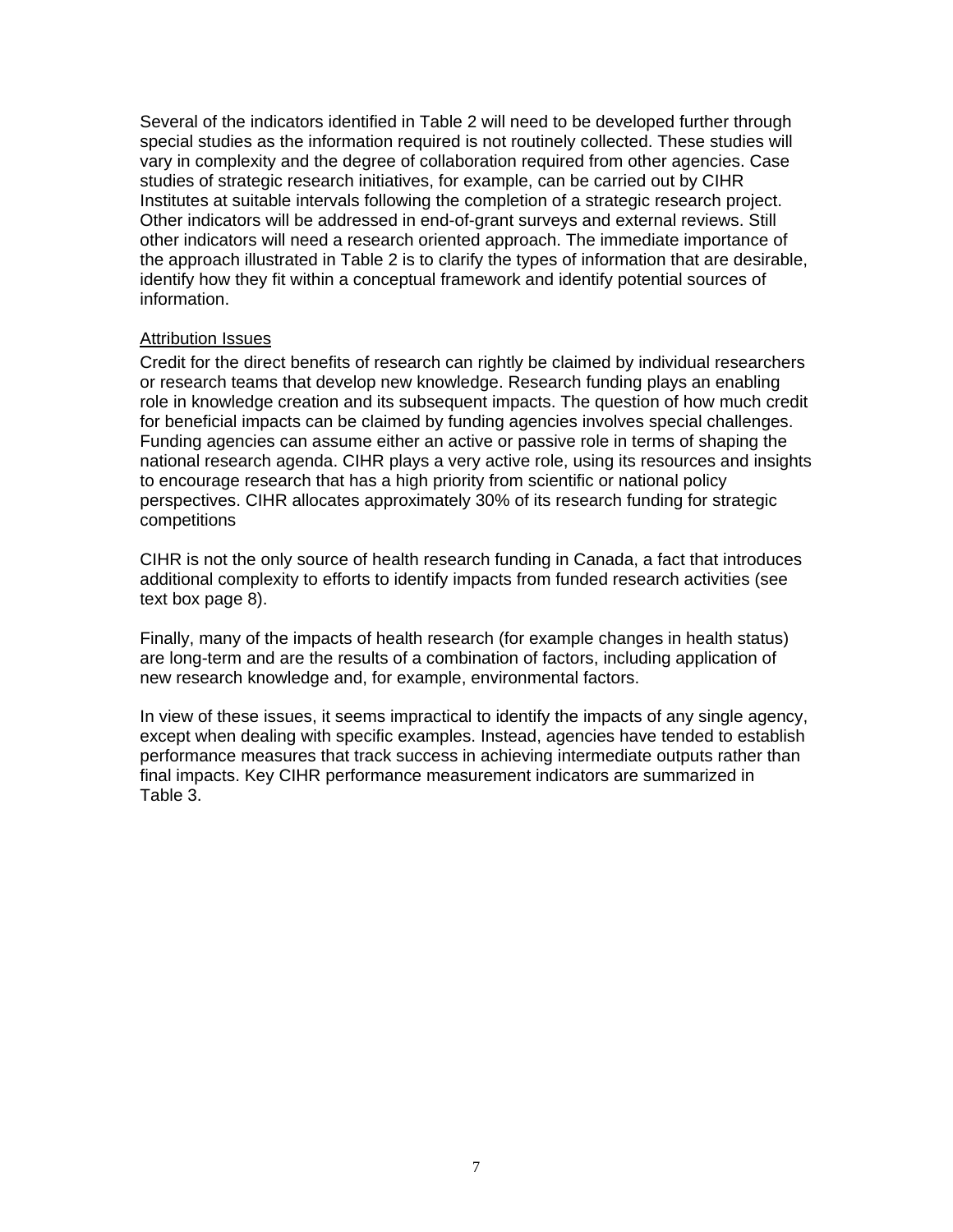Several of the indicators identified in Table 2 will need to be developed further through special studies as the information required is not routinely collected. These studies will vary in complexity and the degree of collaboration required from other agencies. Case studies of strategic research initiatives, for example, can be carried out by CIHR Institutes at suitable intervals following the completion of a strategic research project. Other indicators will be addressed in end-of-grant surveys and external reviews. Still other indicators will need a research oriented approach. The immediate importance of the approach illustrated in Table 2 is to clarify the types of information that are desirable, identify how they fit within a conceptual framework and identify potential sources of information.

<u>Attribution Issues</u>

Credit for the direct benefits of research can rightly be claimed by individual researchers or research teams that develop new knowledge. Research funding plays an enabling role in knowledge creation and its subsequent impacts. The question of how much credit for beneficial impacts can be claimed by funding agencies involves special challenges. Funding agencies can assume either an active or passive role in terms of shaping the national research agenda. CIHR plays a very active role, using its resources and insights to encourage research that has a high priority from scientific or national policy perspectives. CIHR allocates approximately 30% of its research funding for strategic competitions

CIHR is not the only source of health research funding in Canada, a fact that introduces additional complexity to efforts to identify impacts from funded research activities (see text box page 8).

Finally, many of the impacts of health research (for example changes in health status) are long-term and are the results of a combination of factors, including application of new research knowledge and, for example, environmental factors.

In view of these issues, it seems impractical to identify the impacts of any single agency, except when dealing with specific examples. Instead, agencies have tended to establish performance measures that track success in achieving intermediate outputs rather than final impacts. Key CIHR performance measurement indicators are summarized in Table 3.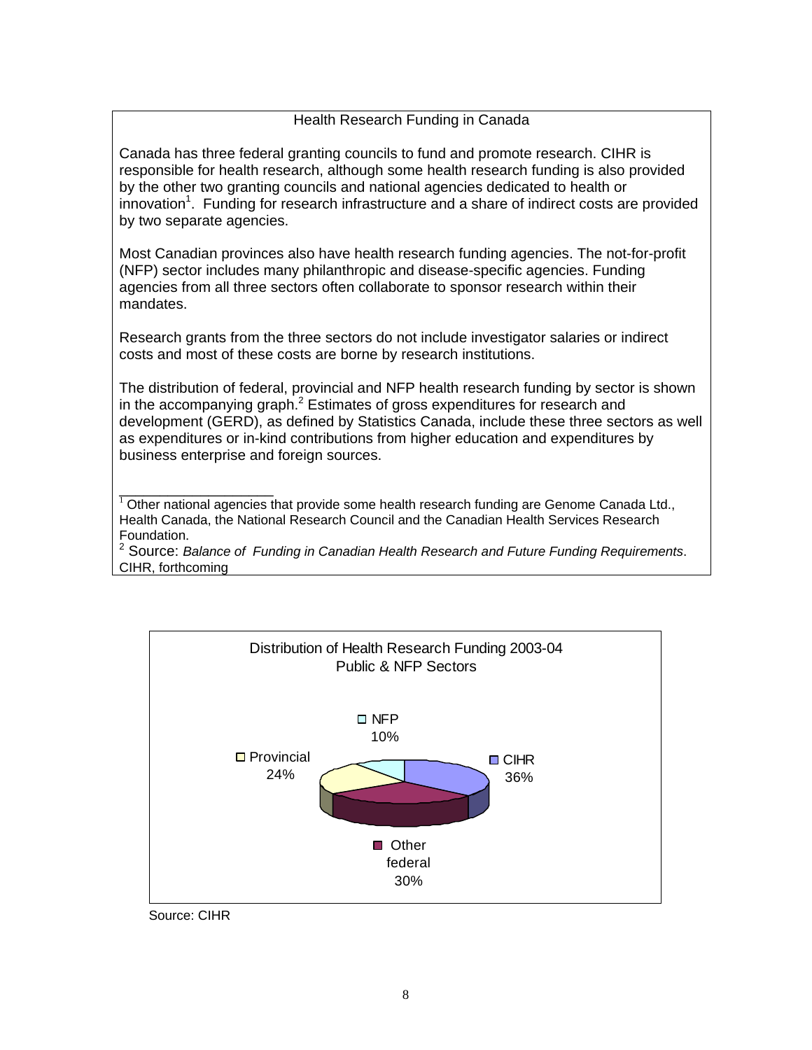## Health Research Funding in Canada

Canada has three federal granting councils to fund and promote research. CIHR is responsible for health research, although some health research funding is also provided by the other two granting councils and national agencies dedicated to health or innovation[1]. Funding for research infrastructure and a share of indirect costs are provided by two separate agencies.

Most Canadian provinces also have health research funding agencies. The not-for-profit (NFP) sector includes many philanthropic and disease-specific agencies. Funding agencies from all three sectors often collaborate to sponsor research within their mandates.

Research grants from the three sectors do not include investigator salaries or indirect costs and most of these costs are borne by research institutions.

The distribution of federal, provincial and NFP health research funding by sector is shown in the accompanying graph.[2] Estimates of gross expenditures for research and development (GERD), as defined by Statistics Canada, include these three sectors as well as expenditures or in-kind contributions from higher education and expenditures by business enterprise and foreign sources.

---

[1] Other national agencies that provide some health research funding are Genome Canada Ltd., Health Canada, the National Research Council and the Canadian Health Services Research Foundation.

[2] Source: *Balance of Funding in Canadian Health Research and Future Funding Requirements*. CIHR, forthcoming

**Distribution of Health Research Funding 2003-04**
**Public & NFP Sectors**

| Sector | Share |
| --- | --- |
| CIHR | 36% |
| Other federal | 30% |
| Provincial | 24% |
| NFP | 10% |

Source: CIHR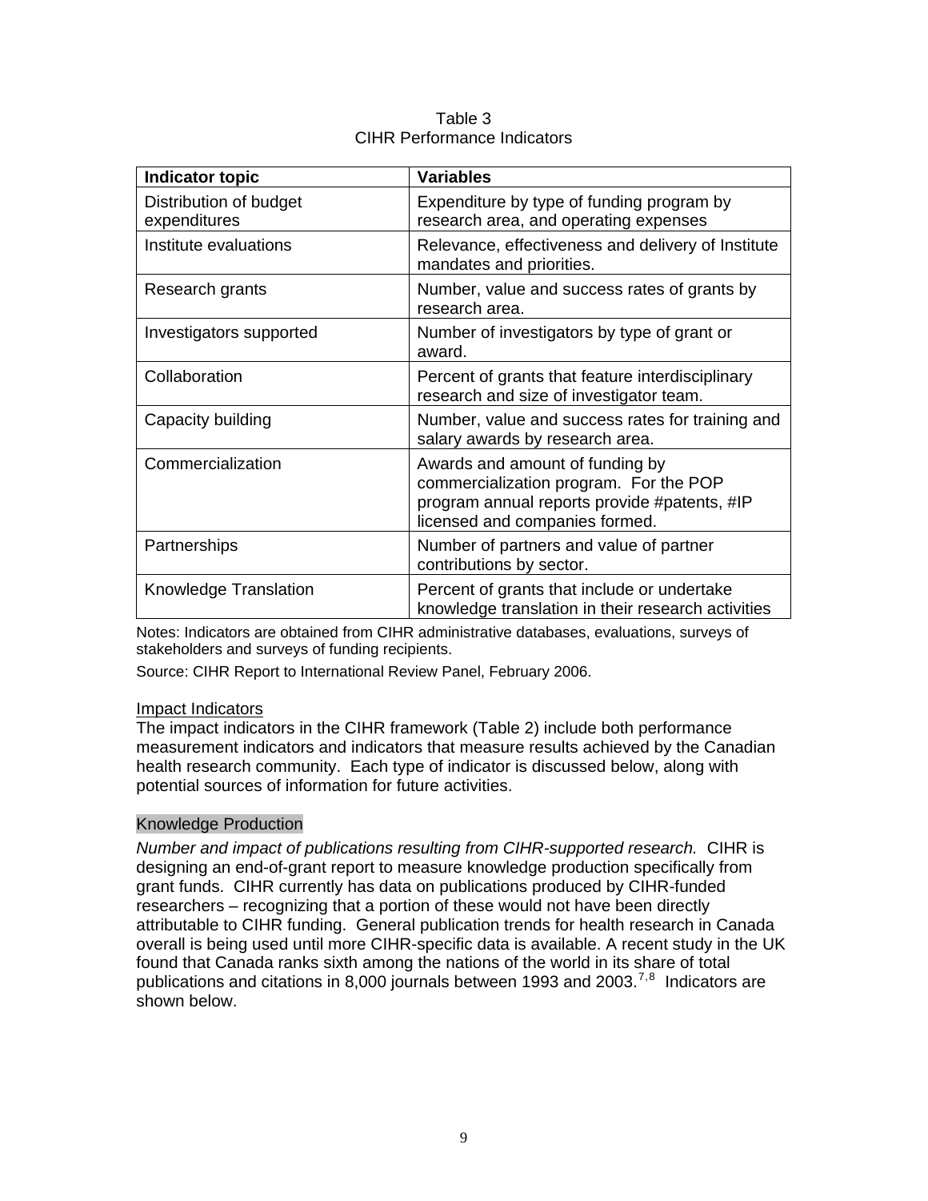Table 3
CIHR Performance Indicators

| Indicator topic | Variables |
|---|---|
| Distribution of budget expenditures | Expenditure by type of funding program by research area, and operating expenses |
| Institute evaluations | Relevance, effectiveness and delivery of Institute mandates and priorities. |
| Research grants | Number, value and success rates of grants by research area. |
| Investigators supported | Number of investigators by type of grant or award. |
| Collaboration | Percent of grants that feature interdisciplinary research and size of investigator team. |
| Capacity building | Number, value and success rates for training and salary awards by research area. |
| Commercialization | Awards and amount of funding by commercialization program. For the POP program annual reports provide #patents, #IP licensed and companies formed. |
| Partnerships | Number of partners and value of partner contributions by sector. |
| Knowledge Translation | Percent of grants that include or undertake knowledge translation in their research activities |

Notes: Indicators are obtained from CIHR administrative databases, evaluations, surveys of stakeholders and surveys of funding recipients.

Source: CIHR Report to International Review Panel, February 2006.

## Impact Indicators

The impact indicators in the CIHR framework (Table 2) include both performance measurement indicators and indicators that measure results achieved by the Canadian health research community. Each type of indicator is discussed below, along with potential sources of information for future activities.

### Knowledge Production

*Number and impact of publications resulting from CIHR-supported research.* CIHR is designing an end-of-grant report to measure knowledge production specifically from grant funds. CIHR currently has data on publications produced by CIHR-funded researchers – recognizing that a portion of these would not have been directly attributable to CIHR funding. General publication trends for health research in Canada overall is being used until more CIHR-specific data is available. A recent study in the UK found that Canada ranks sixth among the nations of the world in its share of total publications and citations in 8,000 journals between 1993 and 2003.[7,8] Indicators are shown below.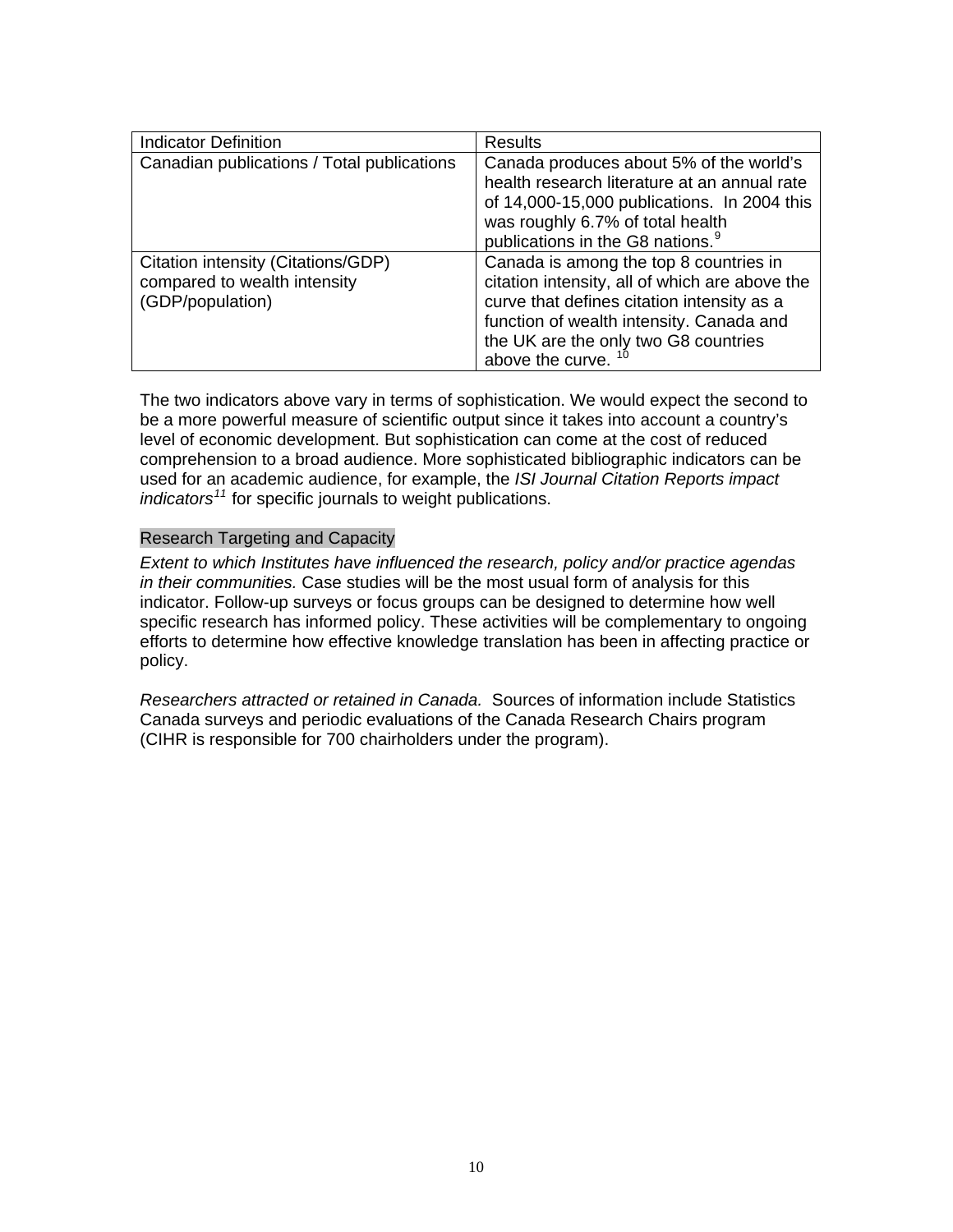| Indicator Definition | Results |
|---|---|
| Canadian publications / Total publications | Canada produces about 5% of the world's health research literature at an annual rate of 14,000-15,000 publications. In 2004 this was roughly 6.7% of total health publications in the G8 nations.[9] |
| Citation intensity (Citations/GDP) compared to wealth intensity (GDP/population) | Canada is among the top 8 countries in citation intensity, all of which are above the curve that defines citation intensity as a function of wealth intensity. Canada and the UK are the only two G8 countries above the curve. [10] |

The two indicators above vary in terms of sophistication. We would expect the second to be a more powerful measure of scientific output since it takes into account a country's level of economic development. But sophistication can come at the cost of reduced comprehension to a broad audience. More sophisticated bibliographic indicators can be used for an academic audience, for example, the *ISI Journal Citation Reports impact indicators*[11] for specific journals to weight publications.

### Research Targeting and Capacity

*Extent to which Institutes have influenced the research, policy and/or practice agendas in their communities.* Case studies will be the most usual form of analysis for this indicator. Follow-up surveys or focus groups can be designed to determine how well specific research has informed policy. These activities will be complementary to ongoing efforts to determine how effective knowledge translation has been in affecting practice or policy.

*Researchers attracted or retained in Canada.* Sources of information include Statistics Canada surveys and periodic evaluations of the Canada Research Chairs program (CIHR is responsible for 700 chairholders under the program).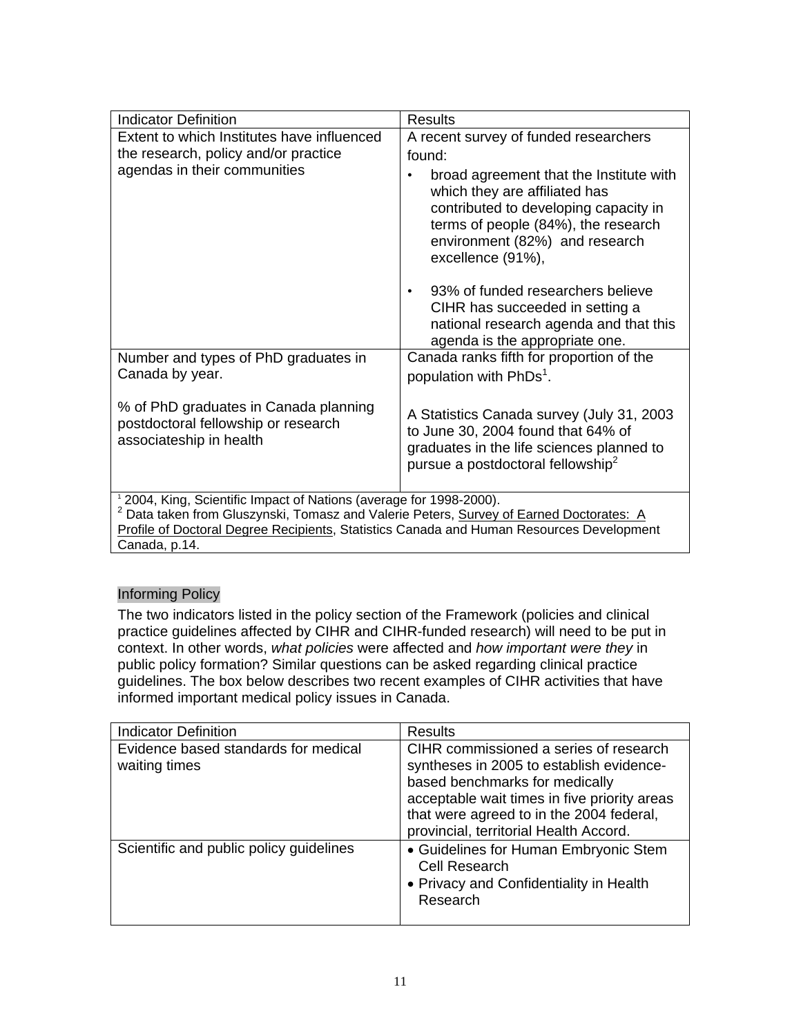| Indicator Definition | Results |
| --- | --- |
| Extent to which Institutes have influenced the research, policy and/or practice agendas in their communities | A recent survey of funded researchers found:<br>• broad agreement that the Institute with which they are affiliated has contributed to developing capacity in terms of people (84%), the research environment (82%) and research excellence (91%),<br>• 93% of funded researchers believe CIHR has succeeded in setting a national research agenda and that this agenda is the appropriate one. |
| Number and types of PhD graduates in Canada by year.<br><br>% of PhD graduates in Canada planning postdoctoral fellowship or research associateship in health | Canada ranks fifth for proportion of the population with PhDs[1].<br><br>A Statistics Canada survey (July 31, 2003 to June 30, 2004 found that 64% of graduates in the life sciences planned to pursue a postdoctoral fellowship[2] |

[1] 2004, King, Scientific Impact of Nations (average for 1998-2000).
[2] Data taken from Gluszynski, Tomasz and Valerie Peters, Survey of Earned Doctorates: A Profile of Doctoral Degree Recipients, Statistics Canada and Human Resources Development Canada, p.14.

## Informing Policy

The two indicators listed in the policy section of the Framework (policies and clinical practice guidelines affected by CIHR and CIHR-funded research) will need to be put in context. In other words, *what policies* were affected and *how important were they* in public policy formation? Similar questions can be asked regarding clinical practice guidelines. The box below describes two recent examples of CIHR activities that have informed important medical policy issues in Canada.

| Indicator Definition | Results |
| --- | --- |
| Evidence based standards for medical waiting times | CIHR commissioned a series of research syntheses in 2005 to establish evidence-based benchmarks for medically acceptable wait times in five priority areas that were agreed to in the 2004 federal, provincial, territorial Health Accord. |
| Scientific and public policy guidelines | • Guidelines for Human Embryonic Stem Cell Research<br>• Privacy and Confidentiality in Health Research |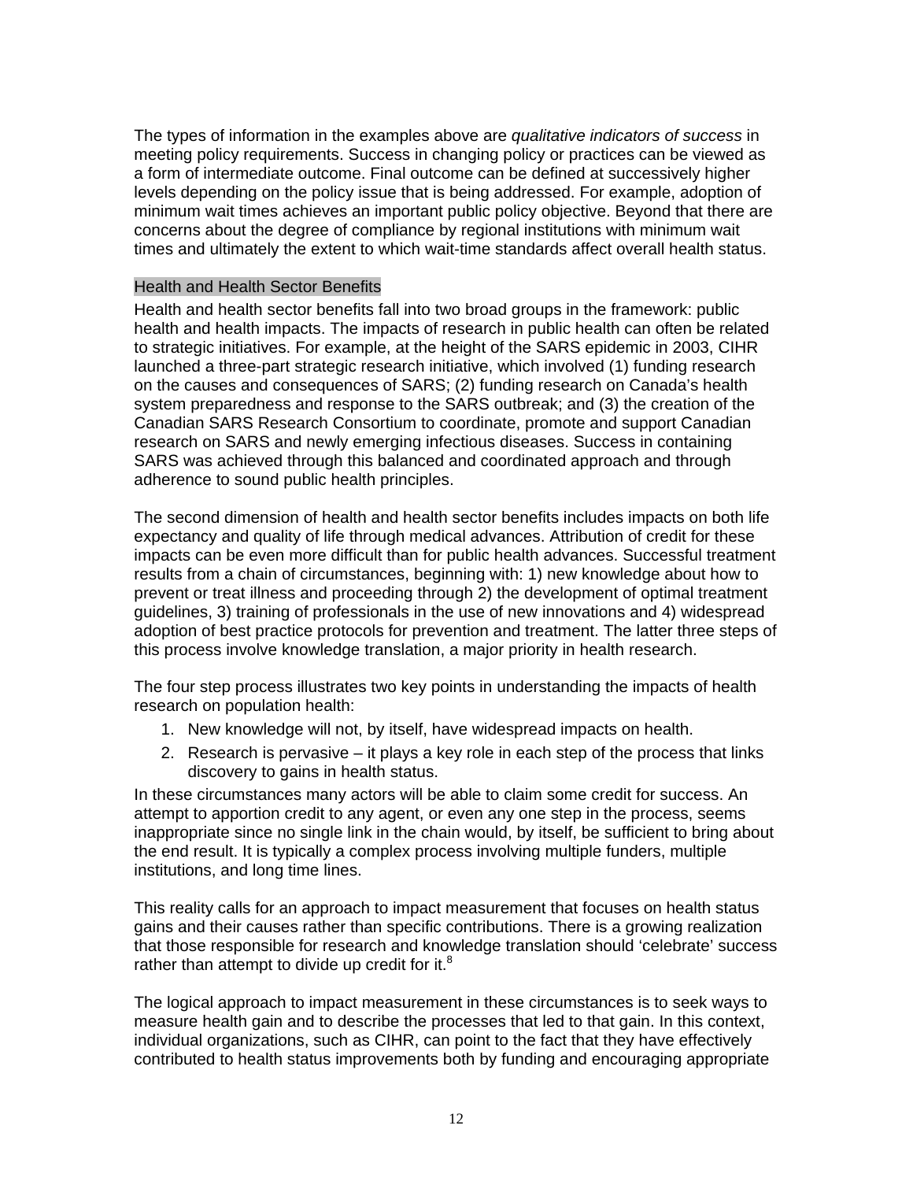The types of information in the examples above are *qualitative indicators of success* in meeting policy requirements. Success in changing policy or practices can be viewed as a form of intermediate outcome. Final outcome can be defined at successively higher levels depending on the policy issue that is being addressed. For example, adoption of minimum wait times achieves an important public policy objective. Beyond that there are concerns about the degree of compliance by regional institutions with minimum wait times and ultimately the extent to which wait-time standards affect overall health status.

### Health and Health Sector Benefits

Health and health sector benefits fall into two broad groups in the framework: public health and health impacts. The impacts of research in public health can often be related to strategic initiatives. For example, at the height of the SARS epidemic in 2003, CIHR launched a three-part strategic research initiative, which involved (1) funding research on the causes and consequences of SARS; (2) funding research on Canada's health system preparedness and response to the SARS outbreak; and (3) the creation of the Canadian SARS Research Consortium to coordinate, promote and support Canadian research on SARS and newly emerging infectious diseases. Success in containing SARS was achieved through this balanced and coordinated approach and through adherence to sound public health principles.

The second dimension of health and health sector benefits includes impacts on both life expectancy and quality of life through medical advances. Attribution of credit for these impacts can be even more difficult than for public health advances. Successful treatment results from a chain of circumstances, beginning with: 1) new knowledge about how to prevent or treat illness and proceeding through 2) the development of optimal treatment guidelines, 3) training of professionals in the use of new innovations and 4) widespread adoption of best practice protocols for prevention and treatment. The latter three steps of this process involve knowledge translation, a major priority in health research.

The four step process illustrates two key points in understanding the impacts of health research on population health:

1. New knowledge will not, by itself, have widespread impacts on health.
2. Research is pervasive – it plays a key role in each step of the process that links discovery to gains in health status.

In these circumstances many actors will be able to claim some credit for success. An attempt to apportion credit to any agent, or even any one step in the process, seems inappropriate since no single link in the chain would, by itself, be sufficient to bring about the end result. It is typically a complex process involving multiple funders, multiple institutions, and long time lines.

This reality calls for an approach to impact measurement that focuses on health status gains and their causes rather than specific contributions. There is a growing realization that those responsible for research and knowledge translation should 'celebrate' success rather than attempt to divide up credit for it.[8]

The logical approach to impact measurement in these circumstances is to seek ways to measure health gain and to describe the processes that led to that gain. In this context, individual organizations, such as CIHR, can point to the fact that they have effectively contributed to health status improvements both by funding and encouraging appropriate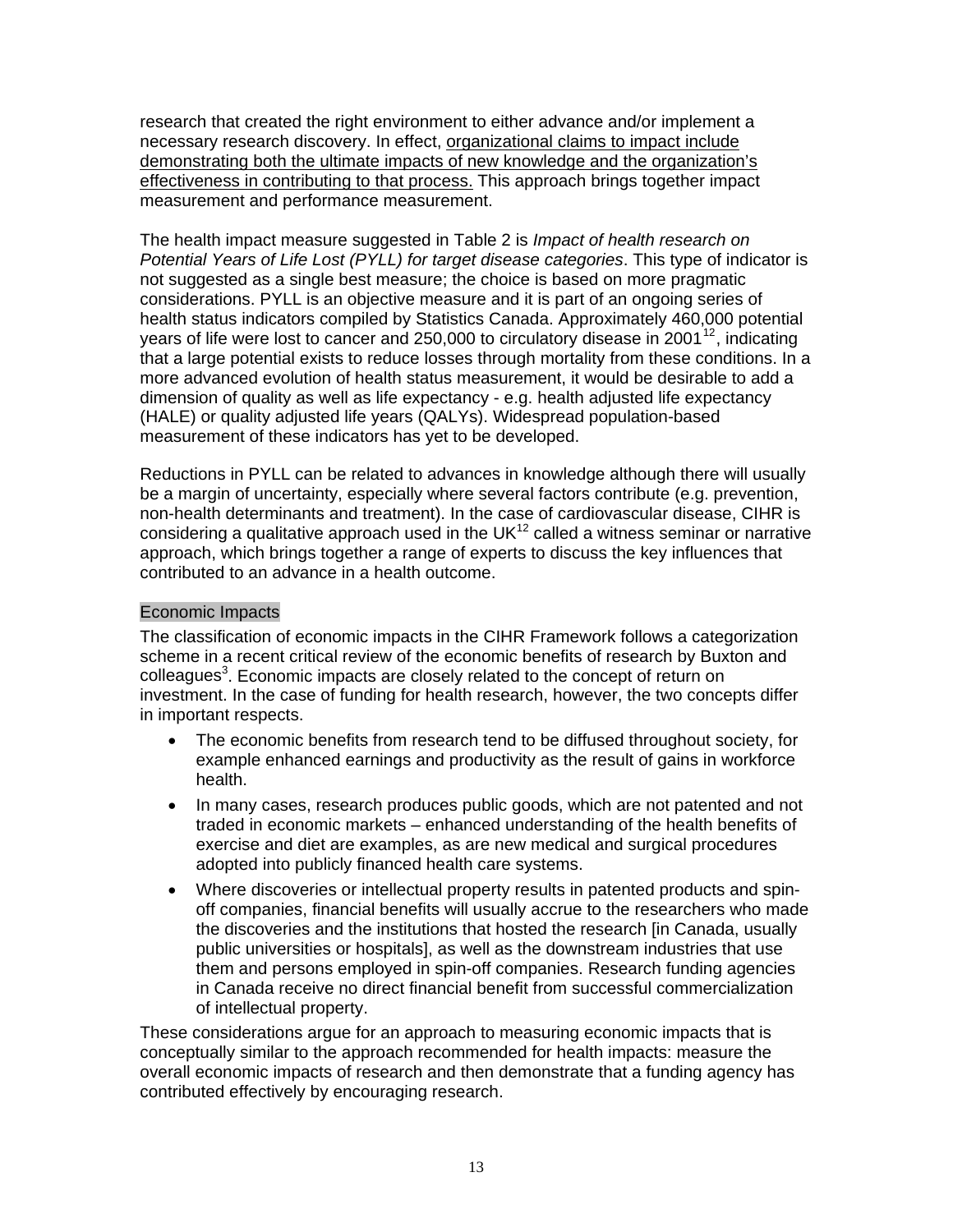research that created the right environment to either advance and/or implement a necessary research discovery. In effect, organizational claims to impact include demonstrating both the ultimate impacts of new knowledge and the organization's effectiveness in contributing to that process. This approach brings together impact measurement and performance measurement.

The health impact measure suggested in Table 2 is *Impact of health research on Potential Years of Life Lost (PYLL) for target disease categories*. This type of indicator is not suggested as a single best measure; the choice is based on more pragmatic considerations. PYLL is an objective measure and it is part of an ongoing series of health status indicators compiled by Statistics Canada. Approximately 460,000 potential years of life were lost to cancer and 250,000 to circulatory disease in 2001[12], indicating that a large potential exists to reduce losses through mortality from these conditions. In a more advanced evolution of health status measurement, it would be desirable to add a dimension of quality as well as life expectancy - e.g. health adjusted life expectancy (HALE) or quality adjusted life years (QALYs). Widespread population-based measurement of these indicators has yet to be developed.

Reductions in PYLL can be related to advances in knowledge although there will usually be a margin of uncertainty, especially where several factors contribute (e.g. prevention, non-health determinants and treatment). In the case of cardiovascular disease, CIHR is considering a qualitative approach used in the UK[12] called a witness seminar or narrative approach, which brings together a range of experts to discuss the key influences that contributed to an advance in a health outcome.

### Economic Impacts

The classification of economic impacts in the CIHR Framework follows a categorization scheme in a recent critical review of the economic benefits of research by Buxton and colleagues[3]. Economic impacts are closely related to the concept of return on investment. In the case of funding for health research, however, the two concepts differ in important respects.

- The economic benefits from research tend to be diffused throughout society, for example enhanced earnings and productivity as the result of gains in workforce health.
- In many cases, research produces public goods, which are not patented and not traded in economic markets – enhanced understanding of the health benefits of exercise and diet are examples, as are new medical and surgical procedures adopted into publicly financed health care systems.
- Where discoveries or intellectual property results in patented products and spin-off companies, financial benefits will usually accrue to the researchers who made the discoveries and the institutions that hosted the research [in Canada, usually public universities or hospitals], as well as the downstream industries that use them and persons employed in spin-off companies. Research funding agencies in Canada receive no direct financial benefit from successful commercialization of intellectual property.

These considerations argue for an approach to measuring economic impacts that is conceptually similar to the approach recommended for health impacts: measure the overall economic impacts of research and then demonstrate that a funding agency has contributed effectively by encouraging research.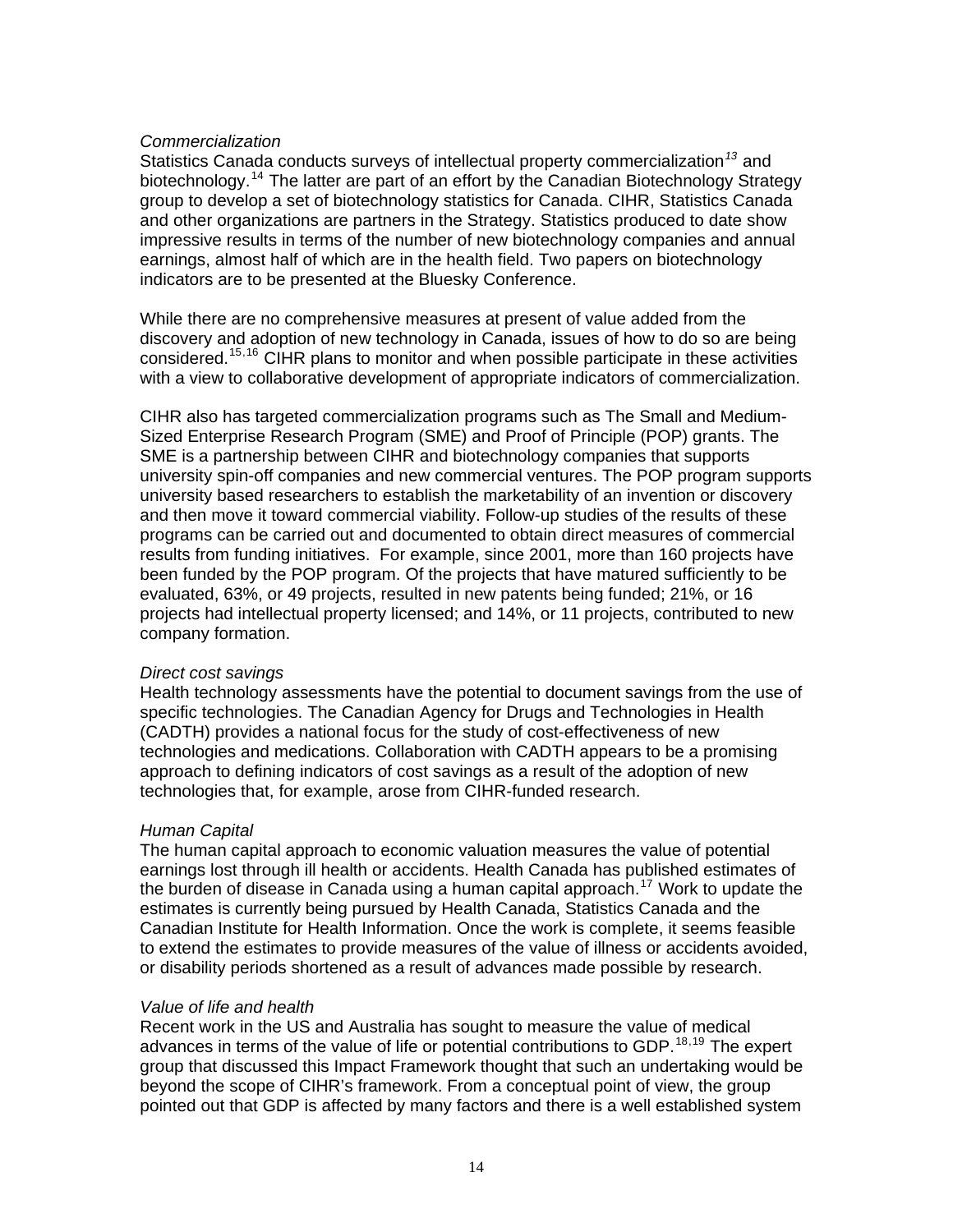*Commercialization*

Statistics Canada conducts surveys of intellectual property commercialization[13] and biotechnology.[14] The latter are part of an effort by the Canadian Biotechnology Strategy group to develop a set of biotechnology statistics for Canada. CIHR, Statistics Canada and other organizations are partners in the Strategy. Statistics produced to date show impressive results in terms of the number of new biotechnology companies and annual earnings, almost half of which are in the health field. Two papers on biotechnology indicators are to be presented at the Bluesky Conference.

While there are no comprehensive measures at present of value added from the discovery and adoption of new technology in Canada, issues of how to do so are being considered.[15,16] CIHR plans to monitor and when possible participate in these activities with a view to collaborative development of appropriate indicators of commercialization.

CIHR also has targeted commercialization programs such as The Small and Medium-Sized Enterprise Research Program (SME) and Proof of Principle (POP) grants. The SME is a partnership between CIHR and biotechnology companies that supports university spin-off companies and new commercial ventures. The POP program supports university based researchers to establish the marketability of an invention or discovery and then move it toward commercial viability. Follow-up studies of the results of these programs can be carried out and documented to obtain direct measures of commercial results from funding initiatives. For example, since 2001, more than 160 projects have been funded by the POP program. Of the projects that have matured sufficiently to be evaluated, 63%, or 49 projects, resulted in new patents being funded; 21%, or 16 projects had intellectual property licensed; and 14%, or 11 projects, contributed to new company formation.

*Direct cost savings*

Health technology assessments have the potential to document savings from the use of specific technologies. The Canadian Agency for Drugs and Technologies in Health (CADTH) provides a national focus for the study of cost-effectiveness of new technologies and medications. Collaboration with CADTH appears to be a promising approach to defining indicators of cost savings as a result of the adoption of new technologies that, for example, arose from CIHR-funded research.

*Human Capital*

The human capital approach to economic valuation measures the value of potential earnings lost through ill health or accidents. Health Canada has published estimates of the burden of disease in Canada using a human capital approach.[17] Work to update the estimates is currently being pursued by Health Canada, Statistics Canada and the Canadian Institute for Health Information. Once the work is complete, it seems feasible to extend the estimates to provide measures of the value of illness or accidents avoided, or disability periods shortened as a result of advances made possible by research.

*Value of life and health*

Recent work in the US and Australia has sought to measure the value of medical advances in terms of the value of life or potential contributions to GDP.[18,19] The expert group that discussed this Impact Framework thought that such an undertaking would be beyond the scope of CIHR's framework. From a conceptual point of view, the group pointed out that GDP is affected by many factors and there is a well established system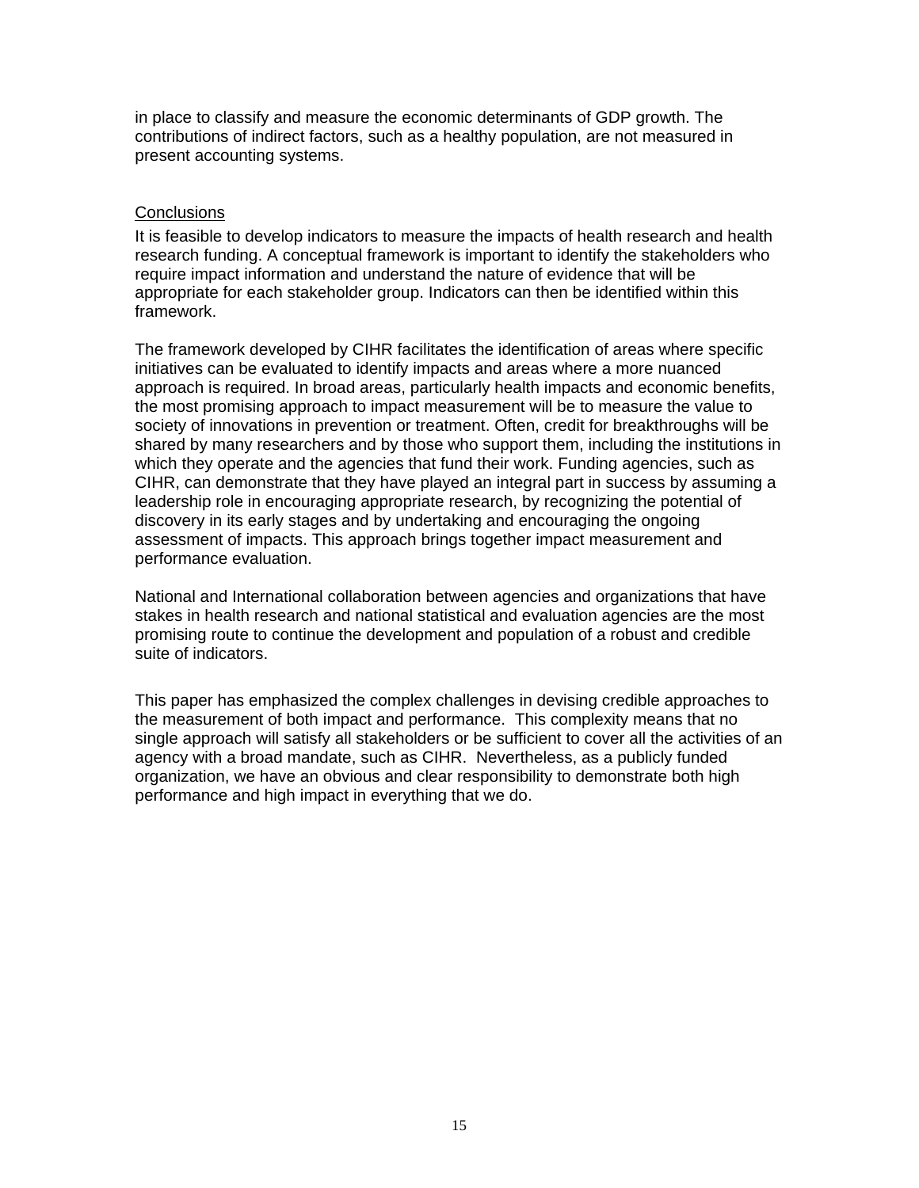in place to classify and measure the economic determinants of GDP growth. The contributions of indirect factors, such as a healthy population, are not measured in present accounting systems.

## Conclusions

It is feasible to develop indicators to measure the impacts of health research and health research funding. A conceptual framework is important to identify the stakeholders who require impact information and understand the nature of evidence that will be appropriate for each stakeholder group. Indicators can then be identified within this framework.

The framework developed by CIHR facilitates the identification of areas where specific initiatives can be evaluated to identify impacts and areas where a more nuanced approach is required. In broad areas, particularly health impacts and economic benefits, the most promising approach to impact measurement will be to measure the value to society of innovations in prevention or treatment. Often, credit for breakthroughs will be shared by many researchers and by those who support them, including the institutions in which they operate and the agencies that fund their work. Funding agencies, such as CIHR, can demonstrate that they have played an integral part in success by assuming a leadership role in encouraging appropriate research, by recognizing the potential of discovery in its early stages and by undertaking and encouraging the ongoing assessment of impacts. This approach brings together impact measurement and performance evaluation.

National and International collaboration between agencies and organizations that have stakes in health research and national statistical and evaluation agencies are the most promising route to continue the development and population of a robust and credible suite of indicators.

This paper has emphasized the complex challenges in devising credible approaches to the measurement of both impact and performance. This complexity means that no single approach will satisfy all stakeholders or be sufficient to cover all the activities of an agency with a broad mandate, such as CIHR. Nevertheless, as a publicly funded organization, we have an obvious and clear responsibility to demonstrate both high performance and high impact in everything that we do.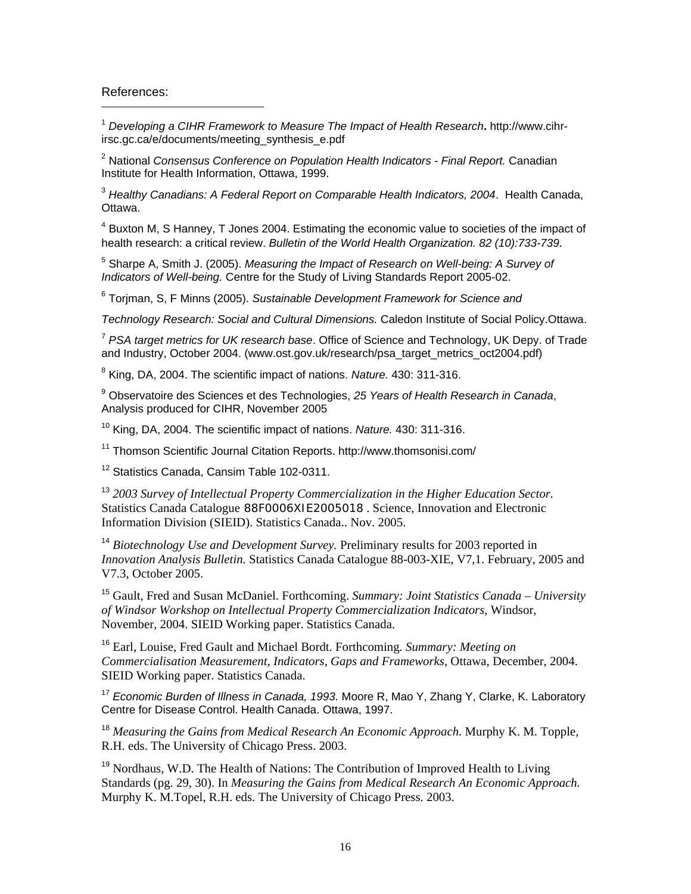References:

[1] *Developing a CIHR Framework to Measure The Impact of Health Research***.** http://www.cihr-irsc.gc.ca/e/documents/meeting_synthesis_e.pdf

[2] National *Consensus Conference on Population Health Indicators - Final Report.* Canadian Institute for Health Information, Ottawa, 1999.

[3] *Healthy Canadians: A Federal Report on Comparable Health Indicators, 2004*. Health Canada, Ottawa.

[4] Buxton M, S Hanney, T Jones 2004. Estimating the economic value to societies of the impact of health research: a critical review. *Bulletin of the World Health Organization. 82 (10):733-739*.

[5] Sharpe A, Smith J. (2005). *Measuring the Impact of Research on Well-being: A Survey of Indicators of Well-being.* Centre for the Study of Living Standards Report 2005-02.

[6] Torjman, S, F Minns (2005). *Sustainable Development Framework for Science and Technology Research: Social and Cultural Dimensions.* Caledon Institute of Social Policy.Ottawa.

[7] *PSA target metrics for UK research base*. Office of Science and Technology, UK Depy. of Trade and Industry, October 2004. (www.ost.gov.uk/research/psa_target_metrics_oct2004.pdf)

[8] King, DA, 2004. The scientific impact of nations. *Nature.* 430: 311-316.

[9] Observatoire des Sciences et des Technologies, *25 Years of Health Research in Canada*, Analysis produced for CIHR, November 2005

[10] King, DA, 2004. The scientific impact of nations. *Nature.* 430: 311-316.

[11] Thomson Scientific Journal Citation Reports. http://www.thomsonisi.com/

[12] Statistics Canada, Cansim Table 102-0311.

[13] *2003 Survey of Intellectual Property Commercialization in the Higher Education Sector*. Statistics Canada Catalogue 88F0006XIE2005018 . Science, Innovation and Electronic Information Division (SIEID). Statistics Canada.. Nov. 2005.

[14] *Biotechnology Use and Development Survey.* Preliminary results for 2003 reported in *Innovation Analysis Bulletin.* Statistics Canada Catalogue 88-003-XIE, V7,1. February, 2005 and V7.3, October 2005.

[15] Gault, Fred and Susan McDaniel. Forthcoming. *Summary: Joint Statistics Canada – University of Windsor Workshop on Intellectual Property Commercialization Indicators*, Windsor, November, 2004. SIEID Working paper. Statistics Canada.

[16] Earl, Louise, Fred Gault and Michael Bordt. Forthcoming*. Summary: Meeting on Commercialisation Measurement, Indicators, Gaps and Frameworks*, Ottawa, December, 2004. SIEID Working paper. Statistics Canada.

[17] *Economic Burden of Illness in Canada, 1993.* Moore R, Mao Y, Zhang Y, Clarke, K. Laboratory Centre for Disease Control. Health Canada. Ottawa, 1997.

[18] *Measuring the Gains from Medical Research An Economic Approach.* Murphy K. M. Topple, R.H. eds. The University of Chicago Press. 2003.

[19] Nordhaus, W.D. The Health of Nations: The Contribution of Improved Health to Living Standards (pg. 29, 30). In *Measuring the Gains from Medical Research An Economic Approach.* Murphy K. M.Topel, R.H. eds. The University of Chicago Press. 2003.